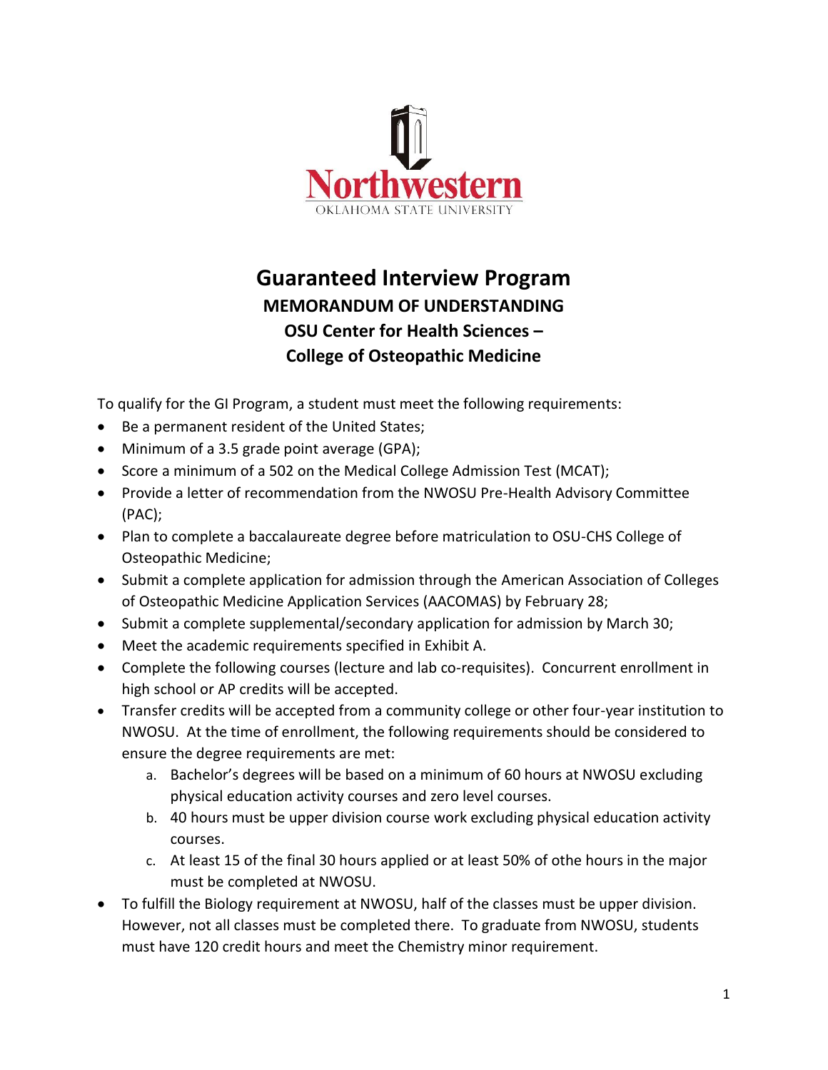Northwestern

OKLAHOMA STATE UNIVERSITY

# Guaranteed Interview Program

## MEMORANDUM OF UNDERSTANDING

## OSU Center for Health Sciences – College of Osteopathic Medicine

To qualify for the GI Program, a student must meet the following requirements:

- Be a permanent resident of the United States;
- Minimum of a 3.5 grade point average (GPA);
- Score a minimum of a 502 on the Medical College Admission Test (MCAT);
- Provide a letter of recommendation from the NWOSU Pre-Health Advisory Committee (PAC);
- Plan to complete a baccalaureate degree before matriculation to OSU-CHS College of Osteopathic Medicine;
- Submit a complete application for admission through the American Association of Colleges of Osteopathic Medicine Application Services (AACOMAS) by February 28;
- Submit a complete supplemental/secondary application for admission by March 30;
- Meet the academic requirements specified in Exhibit A.
- Complete the following courses (lecture and lab co-requisites). Concurrent enrollment in high school or AP credits will be accepted.
- Transfer credits will be accepted from a community college or other four-year institution to NWOSU. At the time of enrollment, the following requirements should be considered to ensure the degree requirements are met:
    a. Bachelor's degrees will be based on a minimum of 60 hours at NWOSU excluding physical education activity courses and zero level courses.
    b. 40 hours must be upper division course work excluding physical education activity courses.
    c. At least 15 of the final 30 hours applied or at least 50% of othe hours in the major must be completed at NWOSU.
- To fulfill the Biology requirement at NWOSU, half of the classes must be upper division. However, not all classes must be completed there. To graduate from NWOSU, students must have 120 credit hours and meet the Chemistry minor requirement.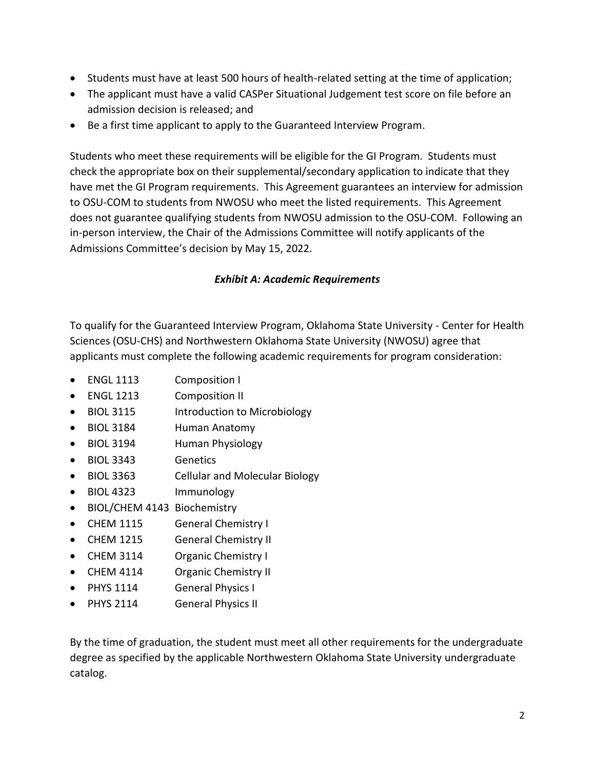- Students must have at least 500 hours of health-related setting at the time of application;
- The applicant must have a valid CASPer Situational Judgement test score on file before an admission decision is released; and
- Be a first time applicant to apply to the Guaranteed Interview Program.

Students who meet these requirements will be eligible for the GI Program. Students must check the appropriate box on their supplemental/secondary application to indicate that they have met the GI Program requirements. This Agreement guarantees an interview for admission to OSU-COM to students from NWOSU who meet the listed requirements. This Agreement does not guarantee qualifying students from NWOSU admission to the OSU-COM. Following an in-person interview, the Chair of the Admissions Committee will notify applicants of the Admissions Committee's decision by May 15, 2022.

### *Exhibit A: Academic Requirements*

To qualify for the Guaranteed Interview Program, Oklahoma State University - Center for Health Sciences (OSU-CHS) and Northwestern Oklahoma State University (NWOSU) agree that applicants must complete the following academic requirements for program consideration:

- ENGL 1113 Composition I
- ENGL 1213 Composition II
- BIOL 3115 Introduction to Microbiology
- BIOL 3184 Human Anatomy
- BIOL 3194 Human Physiology
- BIOL 3343 Genetics
- BIOL 3363 Cellular and Molecular Biology
- BIOL 4323 Immunology
- BIOL/CHEM 4143 Biochemistry
- CHEM 1115 General Chemistry I
- CHEM 1215 General Chemistry II
- CHEM 3114 Organic Chemistry I
- CHEM 4114 Organic Chemistry II
- PHYS 1114 General Physics I
- PHYS 2114 General Physics II

By the time of graduation, the student must meet all other requirements for the undergraduate degree as specified by the applicable Northwestern Oklahoma State University undergraduate catalog.